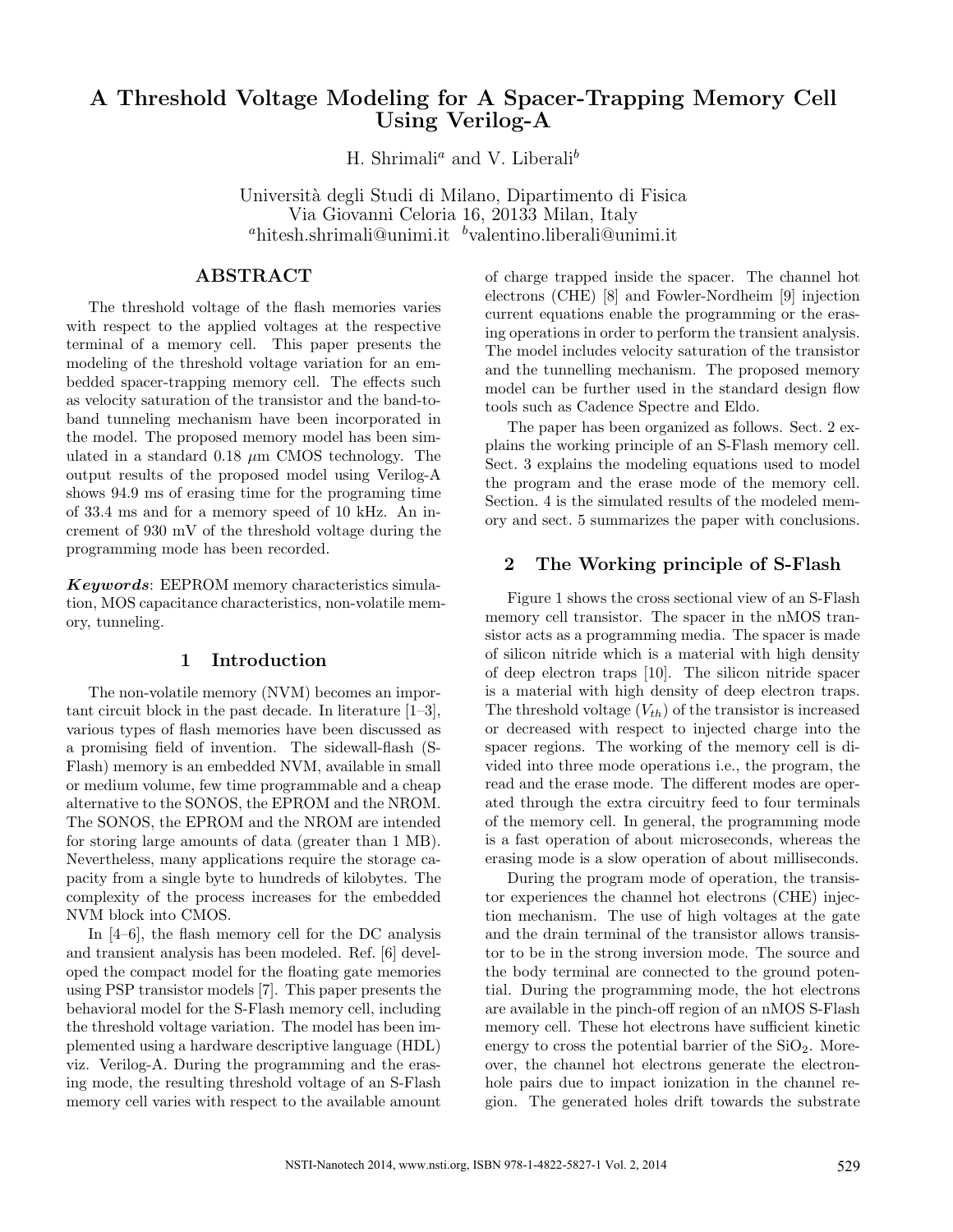# A Threshold Voltage Modeling for A Spacer-Trapping Memory Cell Using Verilog-A

H. Shrimali[a] and V. Liberali[b]

Università degli Studi di Milano, Dipartimento di Fisica
Via Giovanni Celoria 16, 20133 Milan, Italy
[a]hitesh.shrimali@unimi.it [b]valentino.liberali@unimi.it

## ABSTRACT

The threshold voltage of the flash memories varies with respect to the applied voltages at the respective terminal of a memory cell. This paper presents the modeling of the threshold voltage variation for an embedded spacer-trapping memory cell. The effects such as velocity saturation of the transistor and the band-to-band tunneling mechanism have been incorporated in the model. The proposed memory model has been simulated in a standard 0.18 $\mu$m CMOS technology. The output results of the proposed model using Verilog-A shows 94.9 ms of erasing time for the programing time of 33.4 ms and for a memory speed of 10 kHz. An increment of 930 mV of the threshold voltage during the programming mode has been recorded.

***Keywords***: EEPROM memory characteristics simulation, MOS capacitance characteristics, non-volatile memory, tunneling.

## 1 Introduction

The non-volatile memory (NVM) becomes an important circuit block in the past decade. In literature [1–3], various types of flash memories have been discussed as a promising field of invention. The sidewall-flash (S-Flash) memory is an embedded NVM, available in small or medium volume, few time programmable and a cheap alternative to the SONOS, the EPROM and the NROM. The SONOS, the EPROM and the NROM are intended for storing large amounts of data (greater than 1 MB). Nevertheless, many applications require the storage capacity from a single byte to hundreds of kilobytes. The complexity of the process increases for the embedded NVM block into CMOS.

In [4–6], the flash memory cell for the DC analysis and transient analysis has been modeled. Ref. [6] developed the compact model for the floating gate memories using PSP transistor models [7]. This paper presents the behavioral model for the S-Flash memory cell, including the threshold voltage variation. The model has been implemented using a hardware descriptive language (HDL) viz. Verilog-A. During the programming and the erasing mode, the resulting threshold voltage of an S-Flash memory cell varies with respect to the available amount of charge trapped inside the spacer. The channel hot electrons (CHE) [8] and Fowler-Nordheim [9] injection current equations enable the programming or the erasing operations in order to perform the transient analysis. The model includes velocity saturation of the transistor and the tunnelling mechanism. The proposed memory model can be further used in the standard design flow tools such as Cadence Spectre and Eldo.

The paper has been organized as follows. Sect. 2 explains the working principle of an S-Flash memory cell. Sect. 3 explains the modeling equations used to model the program and the erase mode of the memory cell. Section. 4 is the simulated results of the modeled memory and sect. 5 summarizes the paper with conclusions.

## 2 The Working principle of S-Flash

Figure 1 shows the cross sectional view of an S-Flash memory cell transistor. The spacer in the nMOS transistor acts as a programming media. The spacer is made of silicon nitride which is a material with high density of deep electron traps [10]. The silicon nitride spacer is a material with high density of deep electron traps. The threshold voltage ($V_{th}$) of the transistor is increased or decreased with respect to injected charge into the spacer regions. The working of the memory cell is divided into three mode operations i.e., the program, the read and the erase mode. The different modes are operated through the extra circuitry feed to four terminals of the memory cell. In general, the programming mode is a fast operation of about microseconds, whereas the erasing mode is a slow operation of about milliseconds.

During the program mode of operation, the transistor experiences the channel hot electrons (CHE) injection mechanism. The use of high voltages at the gate and the drain terminal of the transistor allows transistor to be in the strong inversion mode. The source and the body terminal are connected to the ground potential. During the programming mode, the hot electrons are available in the pinch-off region of an nMOS S-Flash memory cell. These hot electrons have sufficient kinetic energy to cross the potential barrier of the $SiO_2$. Moreover, the channel hot electrons generate the electron-hole pairs due to impact ionization in the channel region. The generated holes drift towards the substrate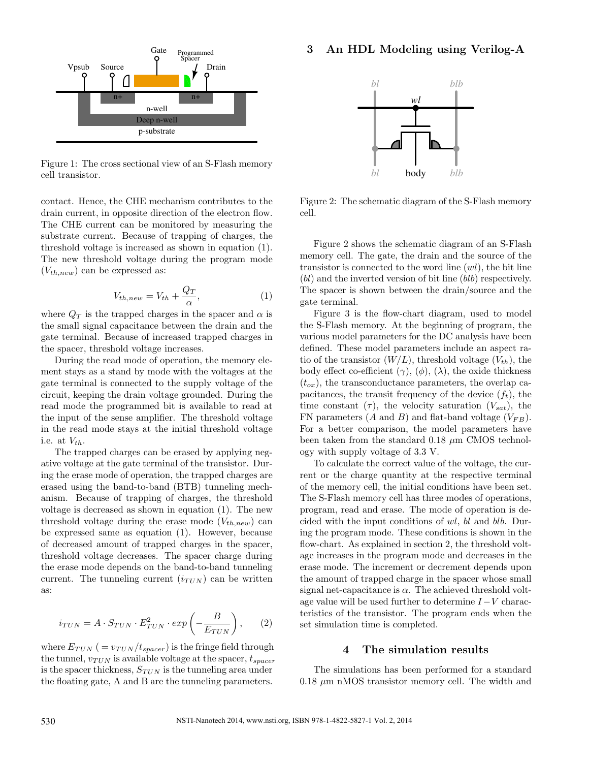Figure 1: The cross sectional view of an S-Flash memory cell transistor.

contact. Hence, the CHE mechanism contributes to the drain current, in opposite direction of the electron flow. The CHE current can be monitored by measuring the substrate current. Because of trapping of charges, the threshold voltage is increased as shown in equation (1). The new threshold voltage during the program mode ($V_{th,new}$) can be expressed as:

$$V_{th,new} = V_{th} + \frac{Q_T}{\alpha}, \tag{1}$$

where $Q_T$ is the trapped charges in the spacer and $\alpha$ is the small signal capacitance between the drain and the gate terminal. Because of increased trapped charges in the spacer, threshold voltage increases.

During the read mode of operation, the memory element stays as a stand by mode with the voltages at the gate terminal is connected to the supply voltage of the circuit, keeping the drain voltage grounded. During the read mode the programmed bit is available to read at the input of the sense amplifier. The threshold voltage in the read mode stays at the initial threshold voltage i.e. at $V_{th}$.

The trapped charges can be erased by applying negative voltage at the gate terminal of the transistor. During the erase mode of operation, the trapped charges are erased using the band-to-band (BTB) tunneling mechanism. Because of trapping of charges, the threshold voltage is decreased as shown in equation (1). The new threshold voltage during the erase mode ($V_{th,new}$) can be expressed same as equation (1). However, because of decreased amount of trapped charges in the spacer, threshold voltage decreases. The spacer charge during the erase mode depends on the band-to-band tunneling current. The tunneling current ($i_{TUN}$) can be written as:

$$i_{TUN} = A \cdot S_{TUN} \cdot E_{TUN}^2 \cdot exp\left(-\frac{B}{E_{TUN}}\right), \tag{2}$$

where $E_{TUN}$ ($= v_{TUN}/t_{spacer}$) is the fringe field through the tunnel, $v_{TUN}$ is available voltage at the spacer, $t_{spacer}$ is the spacer thickness, $S_{TUN}$ is the tunneling area under the floating gate, A and B are the tunneling parameters.

## 3 An HDL Modeling using Verilog-A

Figure 2: The schematic diagram of the S-Flash memory cell.

Figure 2 shows the schematic diagram of an S-Flash memory cell. The gate, the drain and the source of the transistor is connected to the word line (*wl*), the bit line (*bl*) and the inverted version of bit line (*blb*) respectively. The spacer is shown between the drain/source and the gate terminal.

Figure 3 is the flow-chart diagram, used to model the S-Flash memory. At the beginning of program, the various model parameters for the DC analysis have been defined. These model parameters include an aspect ratio of the transistor ($W/L$), threshold voltage ($V_{th}$), the body effect co-efficient ($\gamma$), ($\phi$), ($\lambda$), the oxide thickness ($t_{ox}$), the transconductance parameters, the overlap capacitances, the transit frequency of the device ($f_t$), the time constant ($\tau$), the velocity saturation ($V_{sat}$), the FN parameters ($A$ and $B$) and flat-band voltage ($V_{FB}$). For a better comparison, the model parameters have been taken from the standard 0.18 $\mu$m CMOS technology with supply voltage of 3.3 V.

To calculate the correct value of the voltage, the current or the charge quantity at the respective terminal of the memory cell, the initial conditions have been set. The S-Flash memory cell has three modes of operations, program, read and erase. The mode of operation is decided with the input conditions of *wl*, *bl* and *blb*. During the program mode. These conditions is shown in the flow-chart. As explained in section 2, the threshold voltage increases in the program mode and decreases in the erase mode. The increment or decrement depends upon the amount of trapped charge in the spacer whose small signal net-capacitance is $\alpha$. The achieved threshold voltage value will be used further to determine $I-V$ characteristics of the transistor. The program ends when the set simulation time is completed.

## 4 The simulation results

The simulations has been performed for a standard 0.18 $\mu$m nMOS transistor memory cell. The width and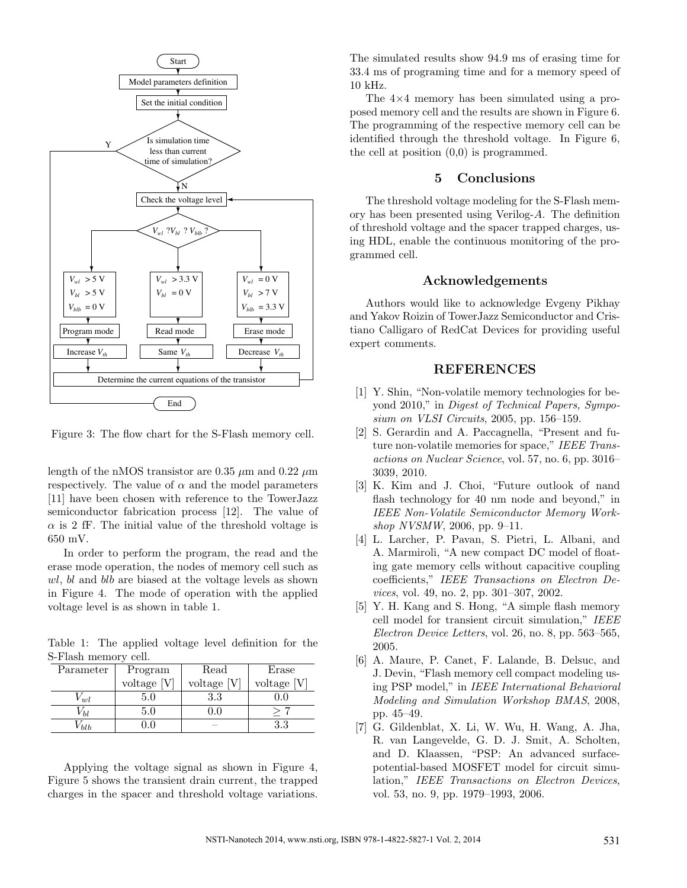Figure 3: The flow chart for the S-Flash memory cell.

length of the nMOS transistor are 0.35 $\mu$m and 0.22 $\mu$m respectively. The value of $\alpha$ and the model parameters [11] have been chosen with reference to the TowerJazz semiconductor fabrication process [12]. The value of $\alpha$ is 2 fF. The initial value of the threshold voltage is 650 mV.

In order to perform the program, the read and the erase mode operation, the nodes of memory cell such as *wl*, *bl* and *blb* are biased at the voltage levels as shown in Figure 4. The mode of operation with the applied voltage level is as shown in table 1.

Table 1: The applied voltage level definition for the S-Flash memory cell.

| Parameter | Program voltage [V] | Read voltage [V] | Erase voltage [V] |
|---|---|---|---|
| $V_{wl}$ | 5.0 | 3.3 | 0.0 |
| $V_{bl}$ | 5.0 | 0.0 | $\geq 7$ |
| $V_{blb}$ | 0.0 | – | 3.3 |

Applying the voltage signal as shown in Figure 4, Figure 5 shows the transient drain current, the trapped charges in the spacer and threshold voltage variations. The simulated results show 94.9 ms of erasing time for 33.4 ms of programing time and for a memory speed of 10 kHz.

The 4×4 memory has been simulated using a proposed memory cell and the results are shown in Figure 6. The programming of the respective memory cell can be identified through the threshold voltage. In Figure 6, the cell at position (0,0) is programmed.

## 5 Conclusions

The threshold voltage modeling for the S-Flash memory has been presented using Verilog-*A*. The definition of threshold voltage and the spacer trapped charges, using HDL, enable the continuous monitoring of the programmed cell.

## Acknowledgements

Authors would like to acknowledge Evgeny Pikhay and Yakov Roizin of TowerJazz Semiconductor and Cristiano Calligaro of RedCat Devices for providing useful expert comments.

## REFERENCES

[1] Y. Shin, "Non-volatile memory technologies for beyond 2010," in *Digest of Technical Papers, Symposium on VLSI Circuits*, 2005, pp. 156–159.

[2] S. Gerardin and A. Paccagnella, "Present and future non-volatile memories for space," *IEEE Transactions on Nuclear Science*, vol. 57, no. 6, pp. 3016–3039, 2010.

[3] K. Kim and J. Choi, "Future outlook of nand flash technology for 40 nm node and beyond," in *IEEE Non-Volatile Semiconductor Memory Workshop NVSMW*, 2006, pp. 9–11.

[4] L. Larcher, P. Pavan, S. Pietri, L. Albani, and A. Marmiroli, "A new compact DC model of floating gate memory cells without capacitive coupling coefficients," *IEEE Transactions on Electron Devices*, vol. 49, no. 2, pp. 301–307, 2002.

[5] Y. H. Kang and S. Hong, "A simple flash memory cell model for transient circuit simulation," *IEEE Electron Device Letters*, vol. 26, no. 8, pp. 563–565, 2005.

[6] A. Maure, P. Canet, F. Lalande, B. Delsuc, and J. Devin, "Flash memory cell compact modeling using PSP model," in *IEEE International Behavioral Modeling and Simulation Workshop BMAS*, 2008, pp. 45–49.

[7] G. Gildenblat, X. Li, W. Wu, H. Wang, A. Jha, R. van Langevelde, G. D. J. Smit, A. Scholten, and D. Klaassen, "PSP: An advanced surface-potential-based MOSFET model for circuit simulation," *IEEE Transactions on Electron Devices*, vol. 53, no. 9, pp. 1979–1993, 2006.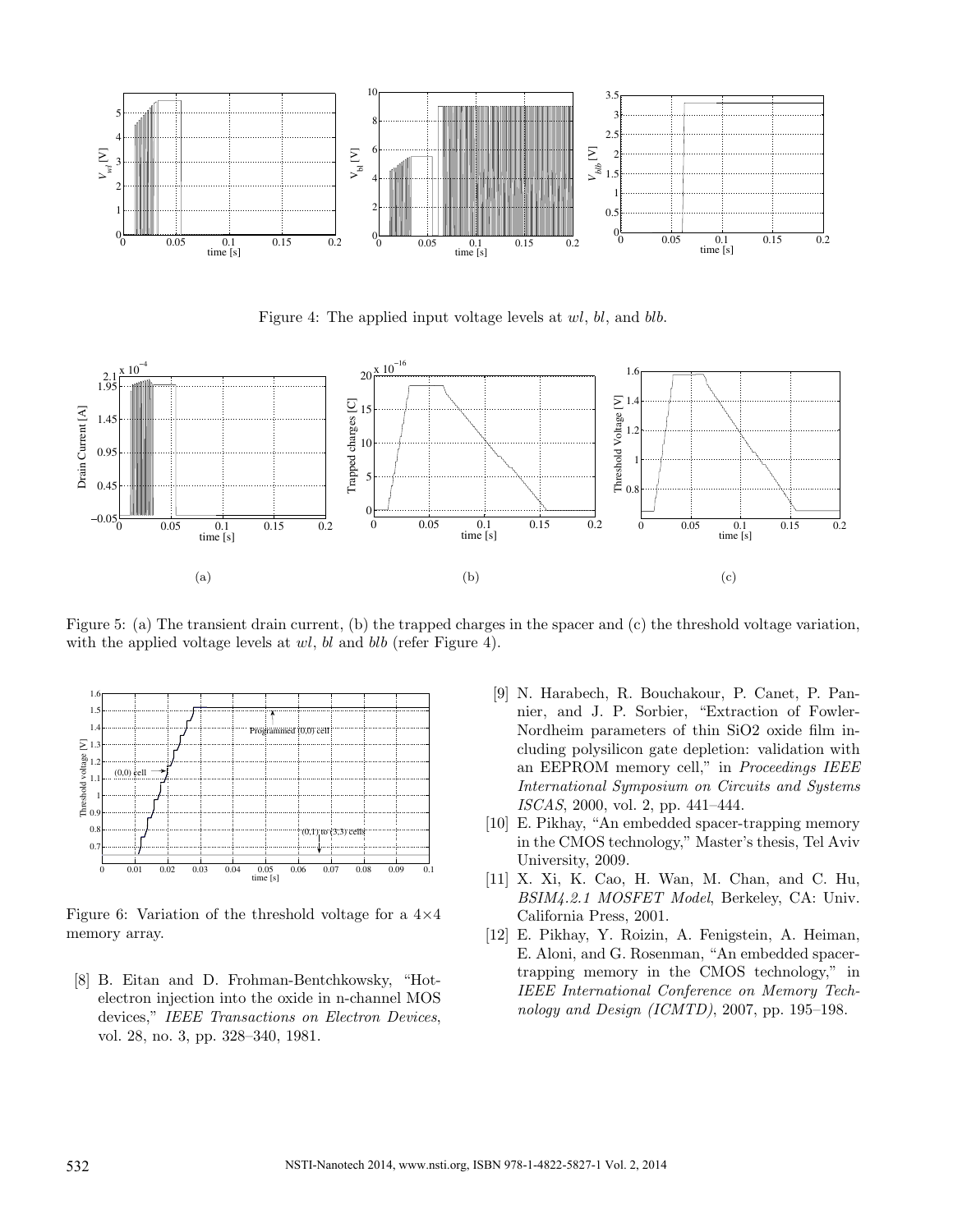0
0.05
0.1
0.15
0.2
time [s]
$V_{wl}$ [V]
0
1
2
3
4
5

0
0.05
0.1
0.15
0.2
time [s]
$V_{bl}$ [V]
0
2
4
6
8
10

0
0.05
0.1
0.15
0.2
time [s]
$V_{blb}$ [V]
0
0.5
1
1.5
2
2.5
3
3.5

Figure 4: The applied input voltage levels at *wl*, *bl*, and *blb*.

x $10^{-4}$
Drain Current [A]
−0.05
0.45
0.95
1.45
1.95
2.1
0
0.05
0.1
0.15
0.2
time [s]

(a)

x $10^{-16}$
Trapped charges [C]
0
5
10
15
20
0
0.05
0.1
0.15
0.2
time [s]

(b)

Threshold Voltage [V]
0.8
1
1.2
1.4
1.6
0
0.05
0.1
0.15
0.2
time [s]

(c)

Figure 5: (a) The transient drain current, (b) the trapped charges in the spacer and (c) the threshold voltage variation, with the applied voltage levels at *wl*, *bl* and *blb* (refer Figure 4).

Threshold voltage [V]
0.7
0.8
0.9
1
1.1
1.2
1.3
1.4
1.5
1.6
0
0.01
0.02
0.03
0.04
0.05
0.06
0.07
0.08
0.09
0.1
time [s]
Programmed (0,0) cell
(0,0) cell
(0,1) to (3,3) cells

Figure 6: Variation of the threshold voltage for a 4×4 memory array.

[8] B. Eitan and D. Frohman-Bentchkowsky, "Hot-electron injection into the oxide in n-channel MOS devices," *IEEE Transactions on Electron Devices*, vol. 28, no. 3, pp. 328–340, 1981.

[9] N. Harabech, R. Bouchakour, P. Canet, P. Pannier, and J. P. Sorbier, "Extraction of Fowler-Nordheim parameters of thin SiO2 oxide film including polysilicon gate depletion: validation with an EEPROM memory cell," in *Proceedings IEEE International Symposium on Circuits and Systems ISCAS*, 2000, vol. 2, pp. 441–444.

[10] E. Pikhay, "An embedded spacer-trapping memory in the CMOS technology," Master's thesis, Tel Aviv University, 2009.

[11] X. Xi, K. Cao, H. Wan, M. Chan, and C. Hu, *BSIM4.2.1 MOSFET Model*, Berkeley, CA: Univ. California Press, 2001.

[12] E. Pikhay, Y. Roizin, A. Fenigstein, A. Heiman, E. Aloni, and G. Rosenman, "An embedded spacer-trapping memory in the CMOS technology," in *IEEE International Conference on Memory Technology and Design (ICMTD)*, 2007, pp. 195–198.